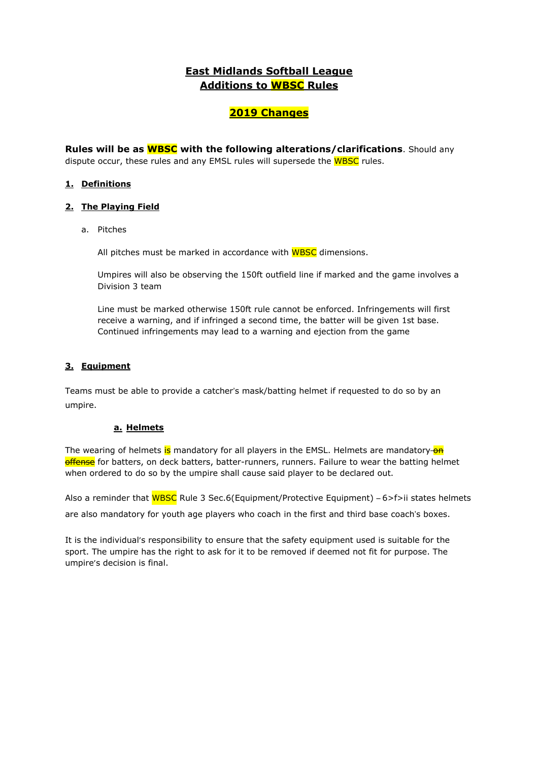# East Midlands Softball League
# Additions to WBSC Rules

## 2019 Changes

**Rules will be as WBSC with the following alterations/clarifications**. Should any dispute occur, these rules and any EMSL rules will supersede the WBSC rules.

### 1. Definitions

### 2. The Playing Field

a. Pitches

All pitches must be marked in accordance with WBSC dimensions.

Umpires will also be observing the 150ft outfield line if marked and the game involves a Division 3 team

Line must be marked otherwise 150ft rule cannot be enforced. Infringements will first receive a warning, and if infringed a second time, the batter will be given 1st base. Continued infringements may lead to a warning and ejection from the game

### 3. Equipment

Teams must be able to provide a catcher's mask/batting helmet if requested to do so by an umpire.

#### a. Helmets

The wearing of helmets is mandatory for all players in the EMSL. Helmets are mandatory ~~on offense~~ for batters, on deck batters, batter-runners, runners. Failure to wear the batting helmet when ordered to do so by the umpire shall cause said player to be declared out.

Also a reminder that WBSC Rule 3 Sec.6(Equipment/Protective Equipment) – 6>f>ii states helmets are also mandatory for youth age players who coach in the first and third base coach's boxes.

It is the individual's responsibility to ensure that the safety equipment used is suitable for the sport. The umpire has the right to ask for it to be removed if deemed not fit for purpose. The umpire's decision is final.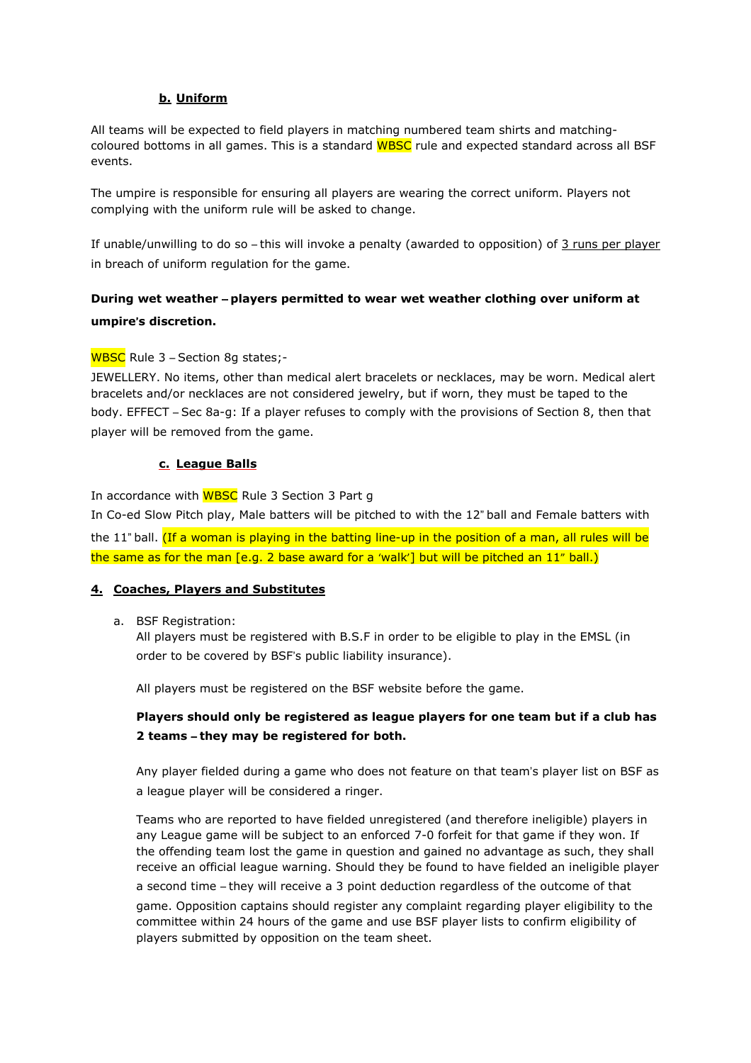### b. Uniform

All teams will be expected to field players in matching numbered team shirts and matching-coloured bottoms in all games. This is a standard WBSC rule and expected standard across all BSF events.

The umpire is responsible for ensuring all players are wearing the correct uniform. Players not complying with the uniform rule will be asked to change.

If unable/unwilling to do so – this will invoke a penalty (awarded to opposition) of 3 runs per player in breach of uniform regulation for the game.

**During wet weather – players permitted to wear wet weather clothing over uniform at umpire's discretion.**

WBSC Rule 3 – Section 8g states;-

JEWELLERY. No items, other than medical alert bracelets or necklaces, may be worn. Medical alert bracelets and/or necklaces are not considered jewelry, but if worn, they must be taped to the body. EFFECT – Sec 8a-g: If a player refuses to comply with the provisions of Section 8, then that player will be removed from the game.

### c. League Balls

In accordance with WBSC Rule 3 Section 3 Part g

In Co-ed Slow Pitch play, Male batters will be pitched to with the 12" ball and Female batters with the 11" ball. (If a woman is playing in the batting line-up in the position of a man, all rules will be the same as for the man [e.g. 2 base award for a 'walk'] but will be pitched an 11" ball.)

## 4. Coaches, Players and Substitutes

a. BSF Registration:

   All players must be registered with B.S.F in order to be eligible to play in the EMSL (in order to be covered by BSF's public liability insurance).

   All players must be registered on the BSF website before the game.

   **Players should only be registered as league players for one team but if a club has 2 teams – they may be registered for both.**

   Any player fielded during a game who does not feature on that team's player list on BSF as a league player will be considered a ringer.

   Teams who are reported to have fielded unregistered (and therefore ineligible) players in any League game will be subject to an enforced 7-0 forfeit for that game if they won. If the offending team lost the game in question and gained no advantage as such, they shall receive an official league warning. Should they be found to have fielded an ineligible player a second time – they will receive a 3 point deduction regardless of the outcome of that game. Opposition captains should register any complaint regarding player eligibility to the committee within 24 hours of the game and use BSF player lists to confirm eligibility of players submitted by opposition on the team sheet.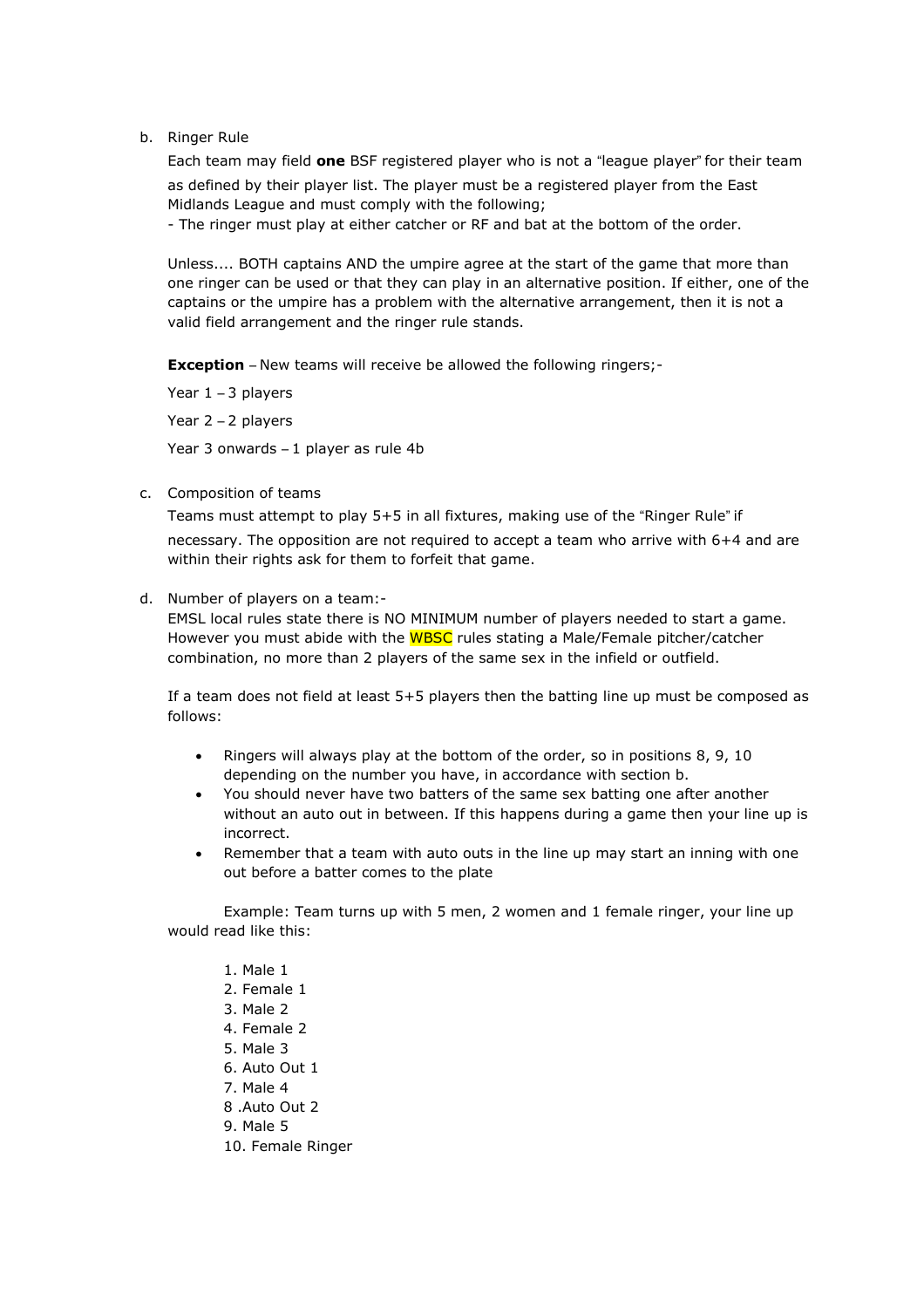b. Ringer Rule

Each team may field **one** BSF registered player who is not a "league player" for their team as defined by their player list. The player must be a registered player from the East Midlands League and must comply with the following;

- The ringer must play at either catcher or RF and bat at the bottom of the order.

Unless.... BOTH captains AND the umpire agree at the start of the game that more than one ringer can be used or that they can play in an alternative position. If either, one of the captains or the umpire has a problem with the alternative arrangement, then it is not a valid field arrangement and the ringer rule stands.

**Exception** – New teams will receive be allowed the following ringers;-

Year 1 – 3 players

Year 2 – 2 players

Year 3 onwards – 1 player as rule 4b

c. Composition of teams

Teams must attempt to play 5+5 in all fixtures, making use of the "Ringer Rule" if necessary. The opposition are not required to accept a team who arrive with 6+4 and are within their rights ask for them to forfeit that game.

d. Number of players on a team:-

EMSL local rules state there is NO MINIMUM number of players needed to start a game. However you must abide with the WBSC rules stating a Male/Female pitcher/catcher combination, no more than 2 players of the same sex in the infield or outfield.

If a team does not field at least 5+5 players then the batting line up must be composed as follows:

- Ringers will always play at the bottom of the order, so in positions 8, 9, 10 depending on the number you have, in accordance with section b.
- You should never have two batters of the same sex batting one after another without an auto out in between. If this happens during a game then your line up is incorrect.
- Remember that a team with auto outs in the line up may start an inning with one out before a batter comes to the plate

Example: Team turns up with 5 men, 2 women and 1 female ringer, your line up would read like this:

1. Male 1
2. Female 1
3. Male 2
4. Female 2
5. Male 3
6. Auto Out 1
7. Male 4
8 .Auto Out 2
9. Male 5
10. Female Ringer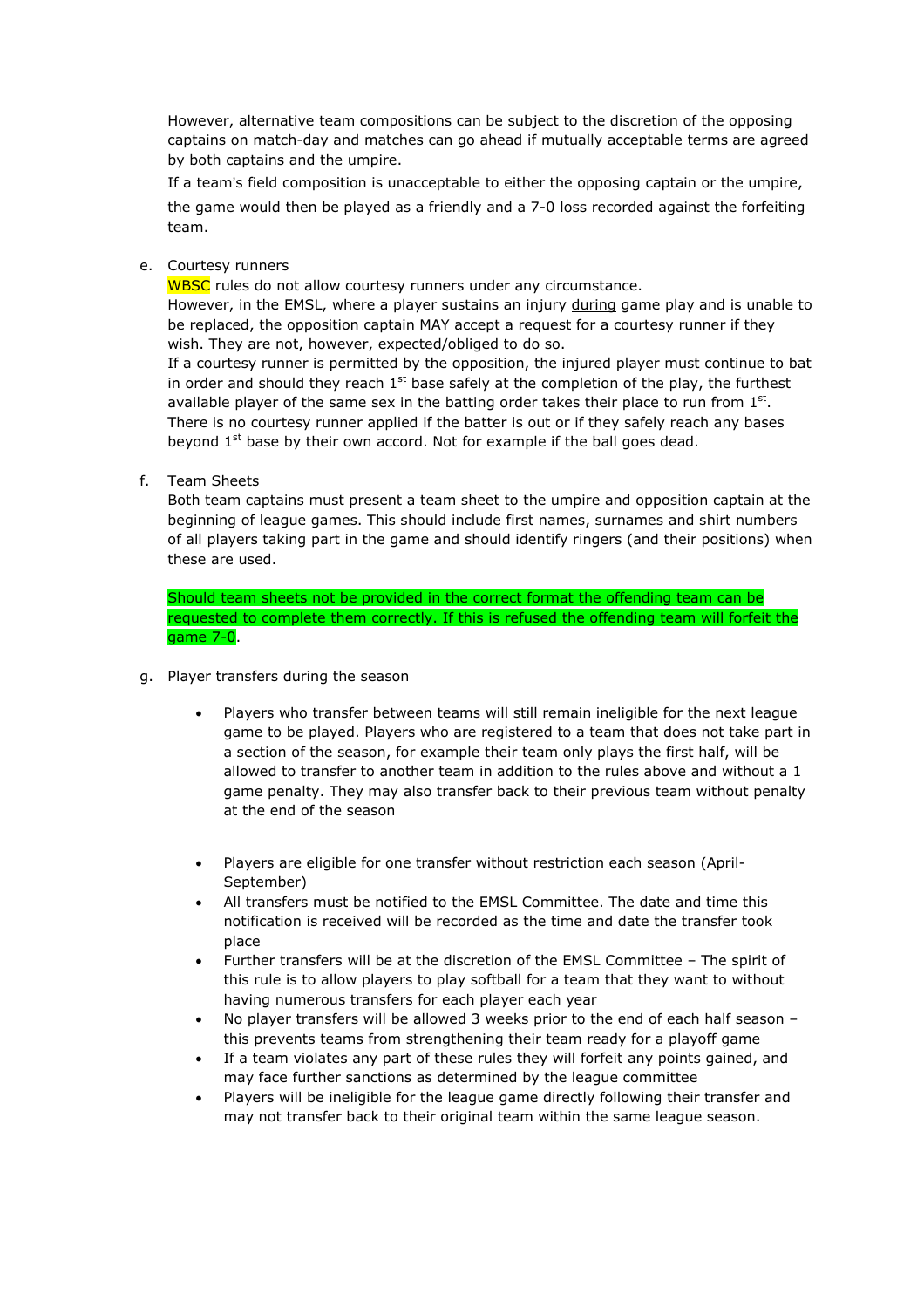However, alternative team compositions can be subject to the discretion of the opposing captains on match-day and matches can go ahead if mutually acceptable terms are agreed by both captains and the umpire.

If a team's field composition is unacceptable to either the opposing captain or the umpire, the game would then be played as a friendly and a 7-0 loss recorded against the forfeiting team.

e. Courtesy runners

WBSC rules do not allow courtesy runners under any circumstance.

However, in the EMSL, where a player sustains an injury during game play and is unable to be replaced, the opposition captain MAY accept a request for a courtesy runner if they wish. They are not, however, expected/obliged to do so.

If a courtesy runner is permitted by the opposition, the injured player must continue to bat in order and should they reach 1st base safely at the completion of the play, the furthest available player of the same sex in the batting order takes their place to run from 1st. There is no courtesy runner applied if the batter is out or if they safely reach any bases beyond 1st base by their own accord. Not for example if the ball goes dead.

f. Team Sheets

Both team captains must present a team sheet to the umpire and opposition captain at the beginning of league games. This should include first names, surnames and shirt numbers of all players taking part in the game and should identify ringers (and their positions) when these are used.

Should team sheets not be provided in the correct format the offending team can be requested to complete them correctly. If this is refused the offending team will forfeit the game 7-0.

g. Player transfers during the season

- Players who transfer between teams will still remain ineligible for the next league game to be played. Players who are registered to a team that does not take part in a section of the season, for example their team only plays the first half, will be allowed to transfer to another team in addition to the rules above and without a 1 game penalty. They may also transfer back to their previous team without penalty at the end of the season

- Players are eligible for one transfer without restriction each season (April-September)
- All transfers must be notified to the EMSL Committee. The date and time this notification is received will be recorded as the time and date the transfer took place
- Further transfers will be at the discretion of the EMSL Committee – The spirit of this rule is to allow players to play softball for a team that they want to without having numerous transfers for each player each year
- No player transfers will be allowed 3 weeks prior to the end of each half season – this prevents teams from strengthening their team ready for a playoff game
- If a team violates any part of these rules they will forfeit any points gained, and may face further sanctions as determined by the league committee
- Players will be ineligible for the league game directly following their transfer and may not transfer back to their original team within the same league season.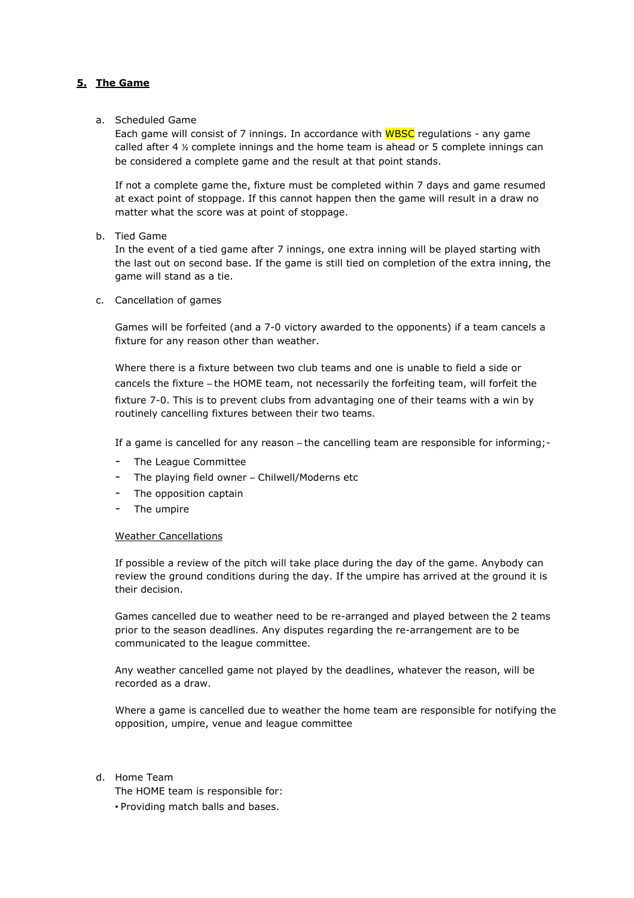## 5. The Game

a. Scheduled Game

Each game will consist of 7 innings. In accordance with WBSC regulations - any game called after 4 ½ complete innings and the home team is ahead or 5 complete innings can be considered a complete game and the result at that point stands.

If not a complete game the, fixture must be completed within 7 days and game resumed at exact point of stoppage. If this cannot happen then the game will result in a draw no matter what the score was at point of stoppage.

b. Tied Game

In the event of a tied game after 7 innings, one extra inning will be played starting with the last out on second base. If the game is still tied on completion of the extra inning, the game will stand as a tie.

c. Cancellation of games

Games will be forfeited (and a 7-0 victory awarded to the opponents) if a team cancels a fixture for any reason other than weather.

Where there is a fixture between two club teams and one is unable to field a side or cancels the fixture – the HOME team, not necessarily the forfeiting team, will forfeit the fixture 7-0. This is to prevent clubs from advantaging one of their teams with a win by routinely cancelling fixtures between their two teams.

If a game is cancelled for any reason – the cancelling team are responsible for informing;-

- The League Committee
- The playing field owner – Chilwell/Moderns etc
- The opposition captain
- The umpire

<u>Weather Cancellations</u>

If possible a review of the pitch will take place during the day of the game. Anybody can review the ground conditions during the day. If the umpire has arrived at the ground it is their decision.

Games cancelled due to weather need to be re-arranged and played between the 2 teams prior to the season deadlines. Any disputes regarding the re-arrangement are to be communicated to the league committee.

Any weather cancelled game not played by the deadlines, whatever the reason, will be recorded as a draw.

Where a game is cancelled due to weather the home team are responsible for notifying the opposition, umpire, venue and league committee

d. Home Team

The HOME team is responsible for:

- Providing match balls and bases.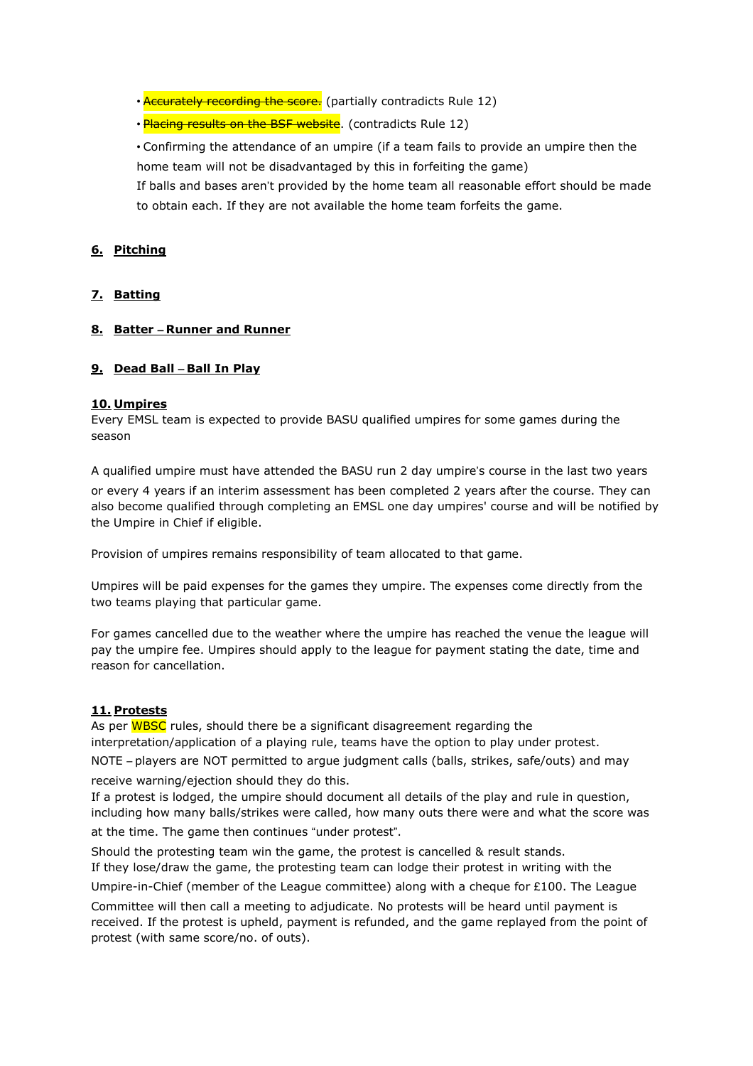- ~~Accurately recording the score.~~ (partially contradicts Rule 12)
- ~~Placing results on the BSF website~~. (contradicts Rule 12)
- Confirming the attendance of an umpire (if a team fails to provide an umpire then the home team will not be disadvantaged by this in forfeiting the game)

  If balls and bases aren't provided by the home team all reasonable effort should be made to obtain each. If they are not available the home team forfeits the game.

## 6. Pitching

## 7. Batting

## 8. Batter – Runner and Runner

## 9. Dead Ball – Ball In Play

## 10. Umpires

Every EMSL team is expected to provide BASU qualified umpires for some games during the season

A qualified umpire must have attended the BASU run 2 day umpire's course in the last two years or every 4 years if an interim assessment has been completed 2 years after the course. They can also become qualified through completing an EMSL one day umpires' course and will be notified by the Umpire in Chief if eligible.

Provision of umpires remains responsibility of team allocated to that game.

Umpires will be paid expenses for the games they umpire. The expenses come directly from the two teams playing that particular game.

For games cancelled due to the weather where the umpire has reached the venue the league will pay the umpire fee. Umpires should apply to the league for payment stating the date, time and reason for cancellation.

## 11. Protests

As per WBSC rules, should there be a significant disagreement regarding the interpretation/application of a playing rule, teams have the option to play under protest.

NOTE – players are NOT permitted to argue judgment calls (balls, strikes, safe/outs) and may receive warning/ejection should they do this.

If a protest is lodged, the umpire should document all details of the play and rule in question, including how many balls/strikes were called, how many outs there were and what the score was at the time. The game then continues "under protest".

Should the protesting team win the game, the protest is cancelled & result stands.

If they lose/draw the game, the protesting team can lodge their protest in writing with the Umpire-in-Chief (member of the League committee) along with a cheque for £100. The League Committee will then call a meeting to adjudicate. No protests will be heard until payment is received. If the protest is upheld, payment is refunded, and the game replayed from the point of protest (with same score/no. of outs).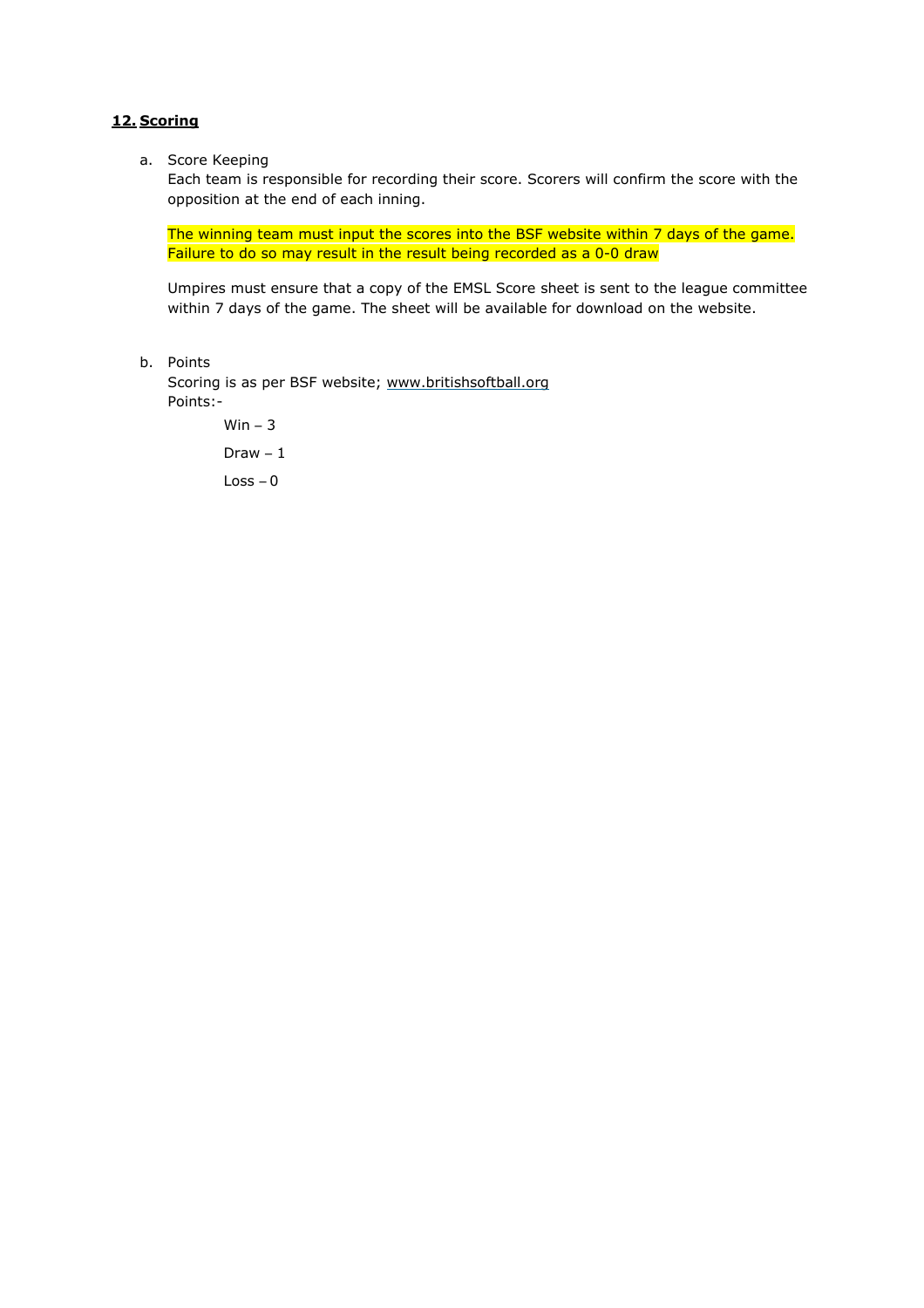## 12. Scoring

a. Score Keeping

   Each team is responsible for recording their score. Scorers will confirm the score with the opposition at the end of each inning.

   The winning team must input the scores into the BSF website within 7 days of the game. Failure to do so may result in the result being recorded as a 0-0 draw

   Umpires must ensure that a copy of the EMSL Score sheet is sent to the league committee within 7 days of the game. The sheet will be available for download on the website.

b. Points

   Scoring is as per BSF website; www.britishsoftball.org

   Points:-

   Win – 3

   Draw – 1

   Loss – 0